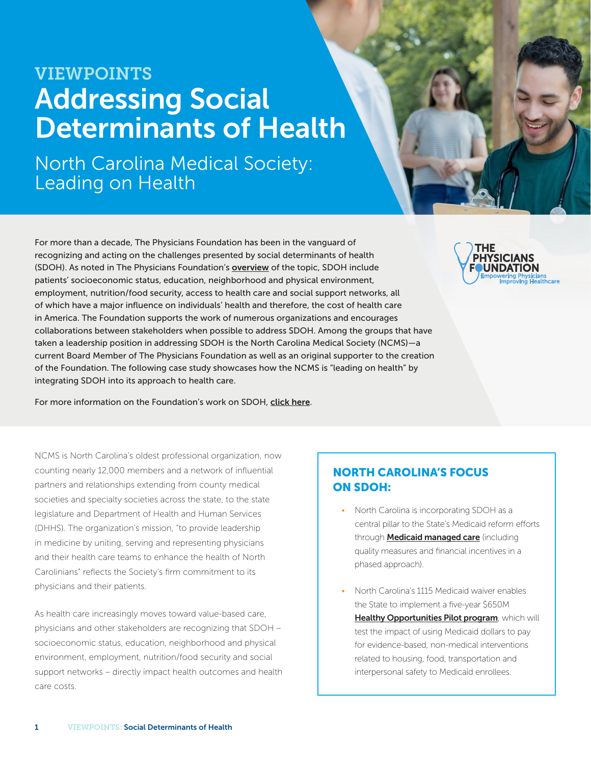VIEWPOINTS

# Addressing Social Determinants of Health

## North Carolina Medical Society: Leading on Health

For more than a decade, The Physicians Foundation has been in the vanguard of recognizing and acting on the challenges presented by social determinants of health (SDOH). As noted in The Physicians Foundation's **overview** of the topic, SDOH include patients' socioeconomic status, education, neighborhood and physical environment, employment, nutrition/food security, access to health care and social support networks, all of which have a major influence on individuals' health and therefore, the cost of health care in America. The Foundation supports the work of numerous organizations and encourages collaborations between stakeholders when possible to address SDOH. Among the groups that have taken a leadership position in addressing SDOH is the North Carolina Medical Society (NCMS)—a current Board Member of The Physicians Foundation as well as an original supporter to the creation of the Foundation. The following case study showcases how the NCMS is "leading on health" by integrating SDOH into its approach to health care.

For more information on the Foundation's work on SDOH, **click here**.

NCMS is North Carolina's oldest professional organization, now counting nearly 12,000 members and a network of influential partners and relationships extending from county medical societies and specialty societies across the state, to the state legislature and Department of Health and Human Services (DHHS). The organization's mission, "to provide leadership in medicine by uniting, serving and representing physicians and their health care teams to enhance the health of North Carolinians" reflects the Society's firm commitment to its physicians and their patients.

As health care increasingly moves toward value-based care, physicians and other stakeholders are recognizing that SDOH – socioeconomic status, education, neighborhood and physical environment, employment, nutrition/food security and social support networks – directly impact health outcomes and health care costs.

### NORTH CAROLINA'S FOCUS ON SDOH:

- North Carolina is incorporating SDOH as a central pillar to the State's Medicaid reform efforts through **Medicaid managed care** (including quality measures and financial incentives in a phased approach).
- North Carolina's 1115 Medicaid waiver enables the State to implement a five-year $650M **Healthy Opportunities Pilot program**, which will test the impact of using Medicaid dollars to pay for evidence-based, non-medical interventions related to housing, food, transportation and interpersonal safety to Medicaid enrollees.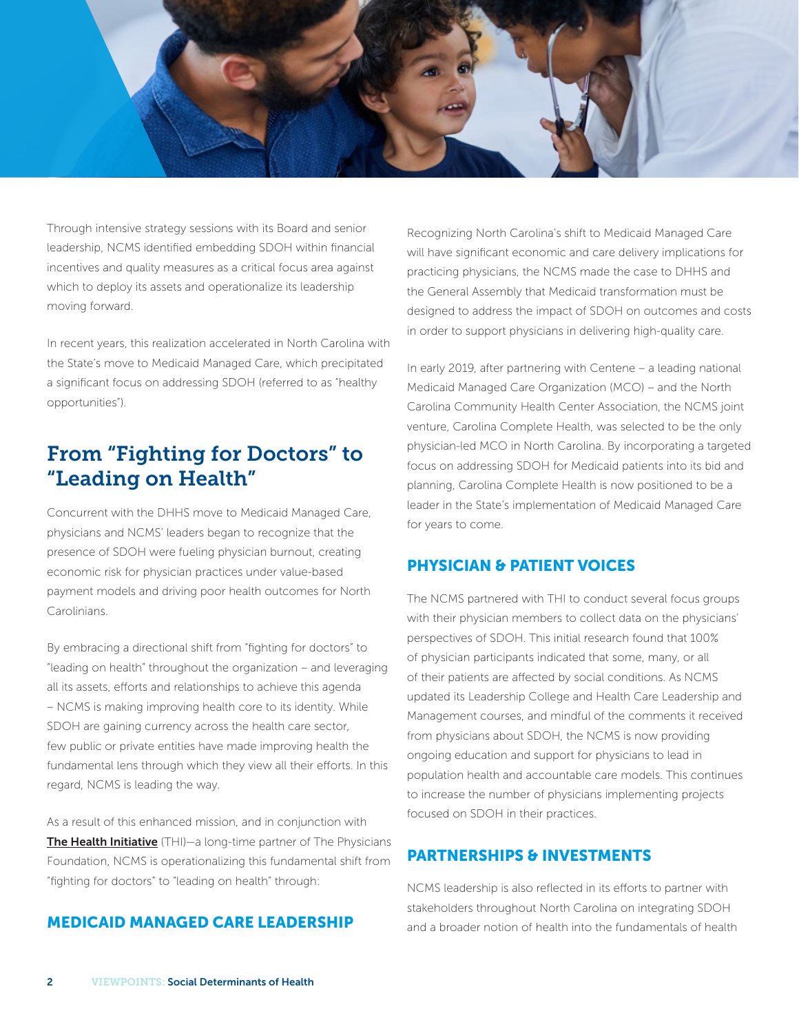Through intensive strategy sessions with its Board and senior leadership, NCMS identified embedding SDOH within financial incentives and quality measures as a critical focus area against which to deploy its assets and operationalize its leadership moving forward.

In recent years, this realization accelerated in North Carolina with the State's move to Medicaid Managed Care, which precipitated a significant focus on addressing SDOH (referred to as "healthy opportunities").

## From "Fighting for Doctors" to "Leading on Health"

Concurrent with the DHHS move to Medicaid Managed Care, physicians and NCMS' leaders began to recognize that the presence of SDOH were fueling physician burnout, creating economic risk for physician practices under value-based payment models and driving poor health outcomes for North Carolinians.

By embracing a directional shift from "fighting for doctors" to "leading on health" throughout the organization – and leveraging all its assets, efforts and relationships to achieve this agenda – NCMS is making improving health core to its identity. While SDOH are gaining currency across the health care sector, few public or private entities have made improving health the fundamental lens through which they view all their efforts. In this regard, NCMS is leading the way.

As a result of this enhanced mission, and in conjunction with **The Health Initiative** (THI)—a long-time partner of The Physicians Foundation, NCMS is operationalizing this fundamental shift from "fighting for doctors" to "leading on health" through:

### MEDICAID MANAGED CARE LEADERSHIP

Recognizing North Carolina's shift to Medicaid Managed Care will have significant economic and care delivery implications for practicing physicians, the NCMS made the case to DHHS and the General Assembly that Medicaid transformation must be designed to address the impact of SDOH on outcomes and costs in order to support physicians in delivering high-quality care.

In early 2019, after partnering with Centene – a leading national Medicaid Managed Care Organization (MCO) – and the North Carolina Community Health Center Association, the NCMS joint venture, Carolina Complete Health, was selected to be the only physician-led MCO in North Carolina. By incorporating a targeted focus on addressing SDOH for Medicaid patients into its bid and planning, Carolina Complete Health is now positioned to be a leader in the State's implementation of Medicaid Managed Care for years to come.

### PHYSICIAN & PATIENT VOICES

The NCMS partnered with THI to conduct several focus groups with their physician members to collect data on the physicians' perspectives of SDOH. This initial research found that 100% of physician participants indicated that some, many, or all of their patients are affected by social conditions. As NCMS updated its Leadership College and Health Care Leadership and Management courses, and mindful of the comments it received from physicians about SDOH, the NCMS is now providing ongoing education and support for physicians to lead in population health and accountable care models. This continues to increase the number of physicians implementing projects focused on SDOH in their practices.

### PARTNERSHIPS & INVESTMENTS

NCMS leadership is also reflected in its efforts to partner with stakeholders throughout North Carolina on integrating SDOH and a broader notion of health into the fundamentals of health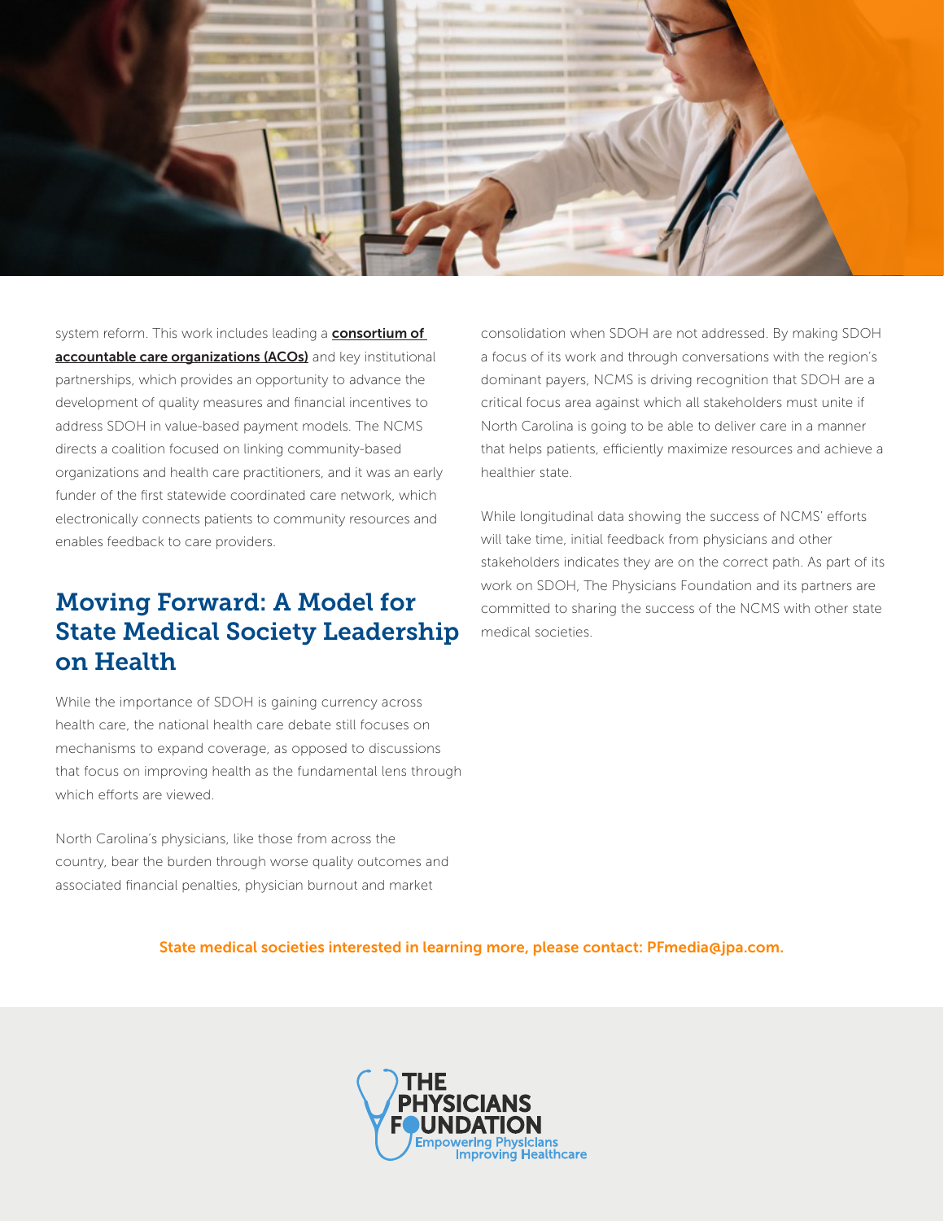system reform. This work includes leading a **consortium of accountable care organizations (ACOs)** and key institutional partnerships, which provides an opportunity to advance the development of quality measures and financial incentives to address SDOH in value-based payment models. The NCMS directs a coalition focused on linking community-based organizations and health care practitioners, and it was an early funder of the first statewide coordinated care network, which electronically connects patients to community resources and enables feedback to care providers.

## Moving Forward: A Model for State Medical Society Leadership on Health

While the importance of SDOH is gaining currency across health care, the national health care debate still focuses on mechanisms to expand coverage, as opposed to discussions that focus on improving health as the fundamental lens through which efforts are viewed.

North Carolina's physicians, like those from across the country, bear the burden through worse quality outcomes and associated financial penalties, physician burnout and market consolidation when SDOH are not addressed. By making SDOH a focus of its work and through conversations with the region's dominant payers, NCMS is driving recognition that SDOH are a critical focus area against which all stakeholders must unite if North Carolina is going to be able to deliver care in a manner that helps patients, efficiently maximize resources and achieve a healthier state.

While longitudinal data showing the success of NCMS' efforts will take time, initial feedback from physicians and other stakeholders indicates they are on the correct path. As part of its work on SDOH, The Physicians Foundation and its partners are committed to sharing the success of the NCMS with other state medical societies.

State medical societies interested in learning more, please contact: PFmedia@jpa.com.

THE PHYSICIANS FOUNDATION
Empowering Physicians
Improving Healthcare